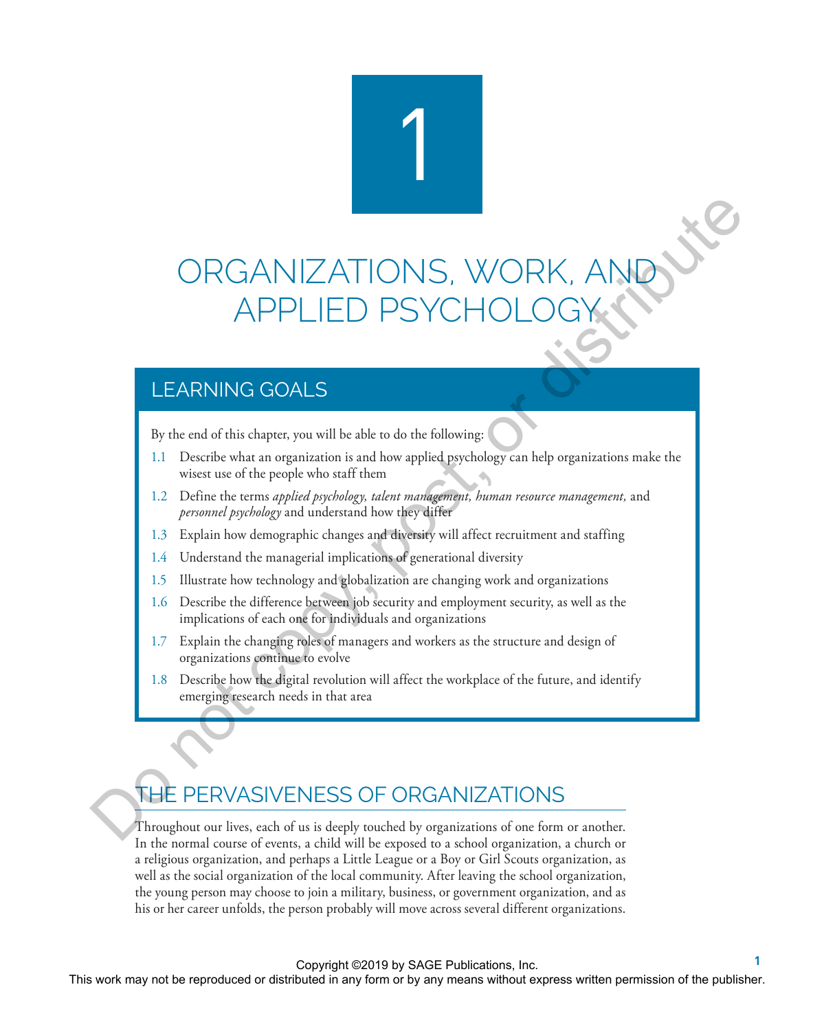# 1

# ORGANIZATIONS, WORK, AND APPLIED PSYCHOLOGY

## LEARNING GOALS

By the end of this chapter, you will be able to do the following:

1.1 Describe what an organization is and how applied psychology can help organizations make the wisest use of the people who staff them

1.2 Define the terms *applied psychology, talent management, human resource management,* and *personnel psychology* and understand how they differ

1.3 Explain how demographic changes and diversity will affect recruitment and staffing

1.4 Understand the managerial implications of generational diversity

1.5 Illustrate how technology and globalization are changing work and organizations

1.6 Describe the difference between job security and employment security, as well as the implications of each one for individuals and organizations

1.7 Explain the changing roles of managers and workers as the structure and design of organizations continue to evolve

1.8 Describe how the digital revolution will affect the workplace of the future, and identify emerging research needs in that area

## THE PERVASIVENESS OF ORGANIZATIONS

Throughout our lives, each of us is deeply touched by organizations of one form or another. In the normal course of events, a child will be exposed to a school organization, a church or a religious organization, and perhaps a Little League or a Boy or Girl Scouts organization, as well as the social organization of the local community. After leaving the school organization, the young person may choose to join a military, business, or government organization, and as his or her career unfolds, the person probably will move across several different organizations.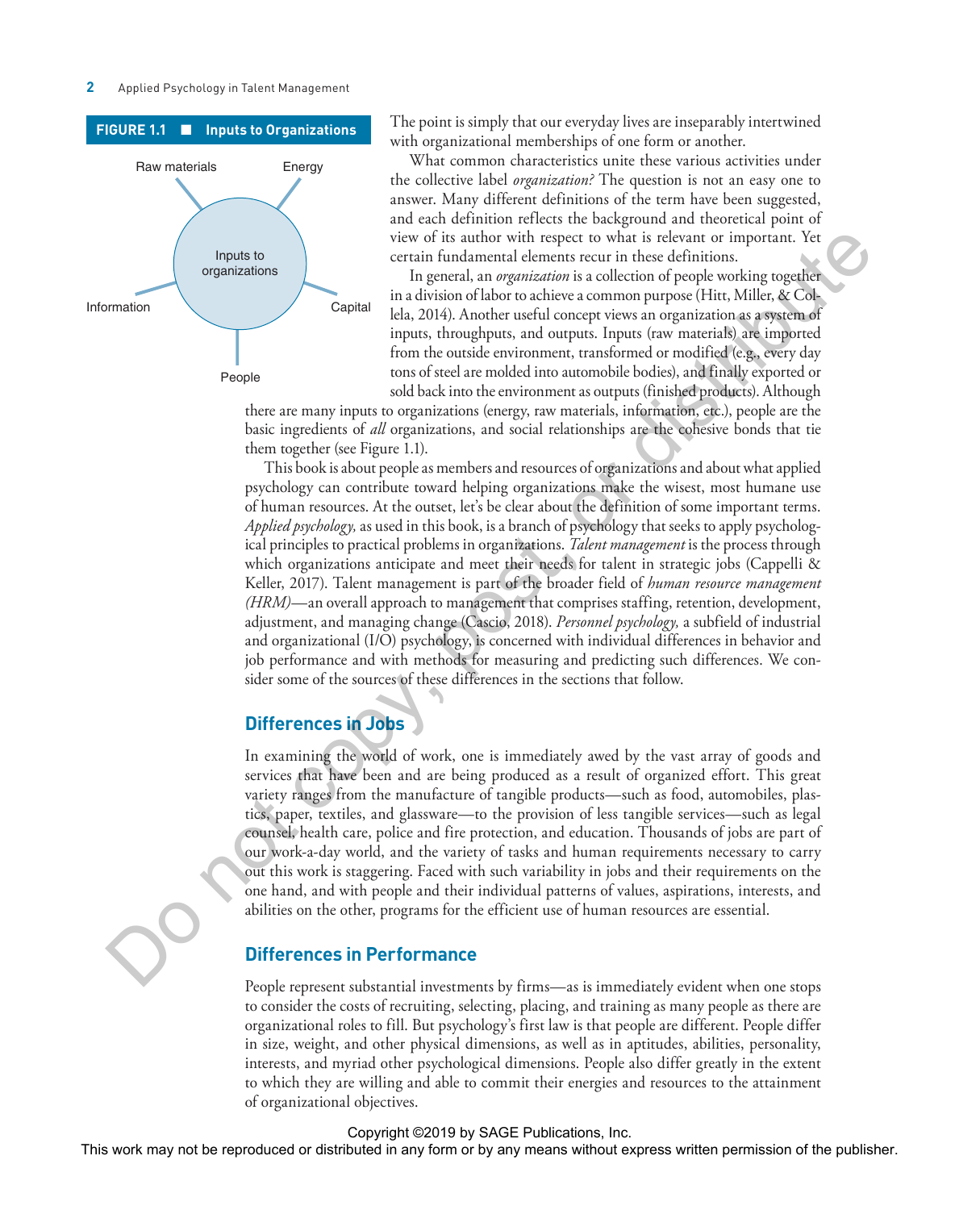**FIGURE 1.1 ■ Inputs to Organizations**

Inputs to organizations: Raw materials, Energy, Capital, People, Information

The point is simply that our everyday lives are inseparably intertwined with organizational memberships of one form or another.

What common characteristics unite these various activities under the collective label *organization?* The question is not an easy one to answer. Many different definitions of the term have been suggested, and each definition reflects the background and theoretical point of view of its author with respect to what is relevant or important. Yet certain fundamental elements recur in these definitions.

In general, an *organization* is a collection of people working together in a division of labor to achieve a common purpose (Hitt, Miller, & Collela, 2014). Another useful concept views an organization as a system of inputs, throughputs, and outputs. Inputs (raw materials) are imported from the outside environment, transformed or modified (e.g., every day tons of steel are molded into automobile bodies), and finally exported or sold back into the environment as outputs (finished products). Although there are many inputs to organizations (energy, raw materials, information, etc.), people are the basic ingredients of *all* organizations, and social relationships are the cohesive bonds that tie them together (see Figure 1.1).

This book is about people as members and resources of organizations and about what applied psychology can contribute toward helping organizations make the wisest, most humane use of human resources. At the outset, let's be clear about the definition of some important terms. *Applied psychology,* as used in this book, is a branch of psychology that seeks to apply psychological principles to practical problems in organizations. *Talent management* is the process through which organizations anticipate and meet their needs for talent in strategic jobs (Cappelli & Keller, 2017). Talent management is part of the broader field of *human resource management (HRM)*—an overall approach to management that comprises staffing, retention, development, adjustment, and managing change (Cascio, 2018). *Personnel psychology,* a subfield of industrial and organizational (I/O) psychology, is concerned with individual differences in behavior and job performance and with methods for measuring and predicting such differences. We consider some of the sources of these differences in the sections that follow.

## Differences in Jobs

In examining the world of work, one is immediately awed by the vast array of goods and services that have been and are being produced as a result of organized effort. This great variety ranges from the manufacture of tangible products—such as food, automobiles, plastics, paper, textiles, and glassware—to the provision of less tangible services—such as legal counsel, health care, police and fire protection, and education. Thousands of jobs are part of our work-a-day world, and the variety of tasks and human requirements necessary to carry out this work is staggering. Faced with such variability in jobs and their requirements on the one hand, and with people and their individual patterns of values, aspirations, interests, and abilities on the other, programs for the efficient use of human resources are essential.

## Differences in Performance

People represent substantial investments by firms—as is immediately evident when one stops to consider the costs of recruiting, selecting, placing, and training as many people as there are organizational roles to fill. But psychology's first law is that people are different. People differ in size, weight, and other physical dimensions, as well as in aptitudes, abilities, personality, interests, and myriad other psychological dimensions. People also differ greatly in the extent to which they are willing and able to commit their energies and resources to the attainment of organizational objectives.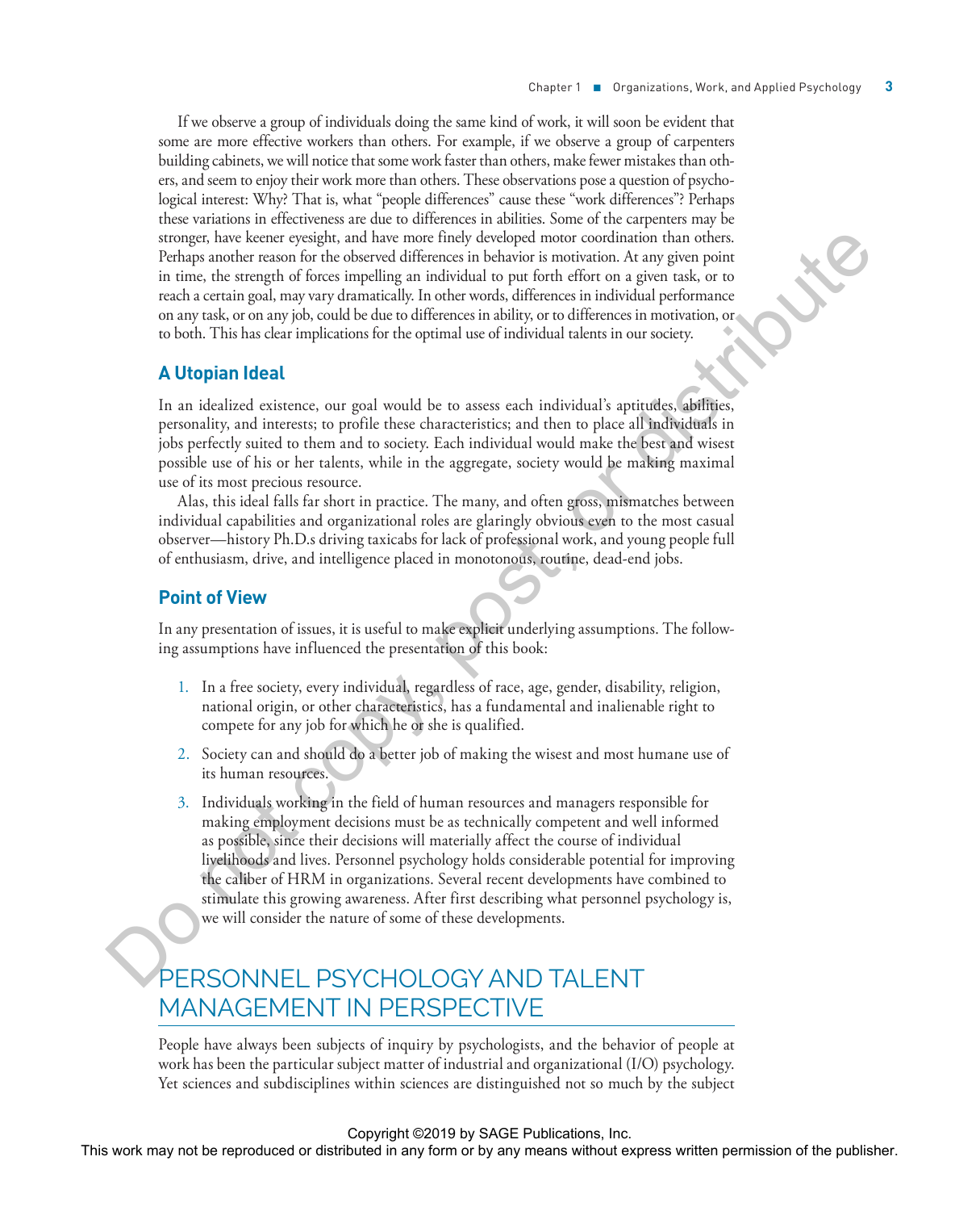If we observe a group of individuals doing the same kind of work, it will soon be evident that some are more effective workers than others. For example, if we observe a group of carpenters building cabinets, we will notice that some work faster than others, make fewer mistakes than others, and seem to enjoy their work more than others. These observations pose a question of psychological interest: Why? That is, what "people differences" cause these "work differences"? Perhaps these variations in effectiveness are due to differences in abilities. Some of the carpenters may be stronger, have keener eyesight, and have more finely developed motor coordination than others. Perhaps another reason for the observed differences in behavior is motivation. At any given point in time, the strength of forces impelling an individual to put forth effort on a given task, or to reach a certain goal, may vary dramatically. In other words, differences in individual performance on any task, or on any job, could be due to differences in ability, or to differences in motivation, or to both. This has clear implications for the optimal use of individual talents in our society.

### A Utopian Ideal

In an idealized existence, our goal would be to assess each individual's aptitudes, abilities, personality, and interests; to profile these characteristics; and then to place all individuals in jobs perfectly suited to them and to society. Each individual would make the best and wisest possible use of his or her talents, while in the aggregate, society would be making maximal use of its most precious resource.

Alas, this ideal falls far short in practice. The many, and often gross, mismatches between individual capabilities and organizational roles are glaringly obvious even to the most casual observer—history Ph.D.s driving taxicabs for lack of professional work, and young people full of enthusiasm, drive, and intelligence placed in monotonous, routine, dead-end jobs.

### Point of View

In any presentation of issues, it is useful to make explicit underlying assumptions. The following assumptions have influenced the presentation of this book:

1. In a free society, every individual, regardless of race, age, gender, disability, religion, national origin, or other characteristics, has a fundamental and inalienable right to compete for any job for which he or she is qualified.
2. Society can and should do a better job of making the wisest and most humane use of its human resources.
3. Individuals working in the field of human resources and managers responsible for making employment decisions must be as technically competent and well informed as possible, since their decisions will materially affect the course of individual livelihoods and lives. Personnel psychology holds considerable potential for improving the caliber of HRM in organizations. Several recent developments have combined to stimulate this growing awareness. After first describing what personnel psychology is, we will consider the nature of some of these developments.

## PERSONNEL PSYCHOLOGY AND TALENT MANAGEMENT IN PERSPECTIVE

People have always been subjects of inquiry by psychologists, and the behavior of people at work has been the particular subject matter of industrial and organizational (I/O) psychology. Yet sciences and subdisciplines within sciences are distinguished not so much by the subject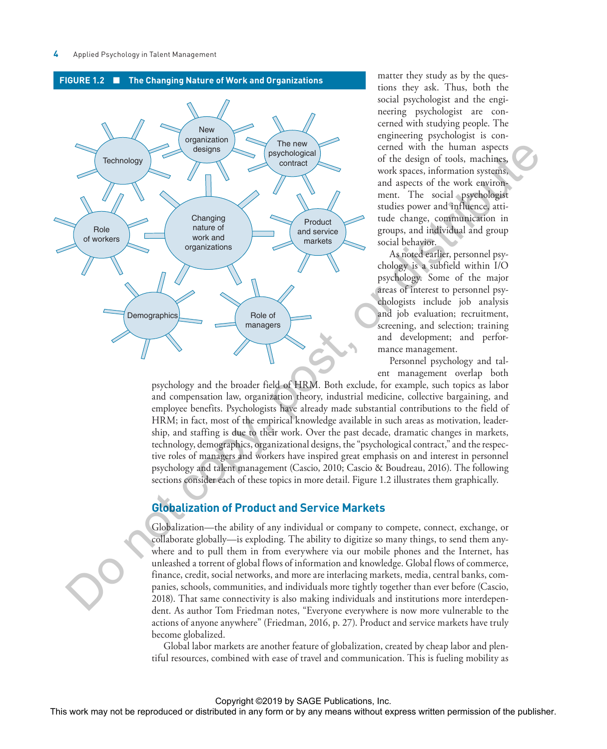**FIGURE 1.2 ■ The Changing Nature of Work and Organizations**

Changing nature of work and organizations

- Technology
- New organization designs
- The new psychological contract
- Product and service markets
- Role of managers
- Demographics
- Role of workers

matter they study as by the questions they ask. Thus, both the social psychologist and the engineering psychologist are concerned with studying people. The engineering psychologist is concerned with the human aspects of the design of tools, machines, work spaces, information systems, and aspects of the work environment. The social psychologist studies power and influence, attitude change, communication in groups, and individual and group social behavior.

As noted earlier, personnel psychology is a subfield within I/O psychology. Some of the major areas of interest to personnel psychologists include job analysis and job evaluation; recruitment, screening, and selection; training and development; and performance management.

Personnel psychology and talent management overlap both psychology and the broader field of HRM. Both exclude, for example, such topics as labor and compensation law, organization theory, industrial medicine, collective bargaining, and employee benefits. Psychologists have already made substantial contributions to the field of HRM; in fact, most of the empirical knowledge available in such areas as motivation, leadership, and staffing is due to their work. Over the past decade, dramatic changes in markets, technology, demographics, organizational designs, the "psychological contract," and the respective roles of managers and workers have inspired great emphasis on and interest in personnel psychology and talent management (Cascio, 2010; Cascio & Boudreau, 2016). The following sections consider each of these topics in more detail. Figure 1.2 illustrates them graphically.

## Globalization of Product and Service Markets

Globalization—the ability of any individual or company to compete, connect, exchange, or collaborate globally—is exploding. The ability to digitize so many things, to send them anywhere and to pull them in from everywhere via our mobile phones and the Internet, has unleashed a torrent of global flows of information and knowledge. Global flows of commerce, finance, credit, social networks, and more are interlacing markets, media, central banks, companies, schools, communities, and individuals more tightly together than ever before (Cascio, 2018). That same connectivity is also making individuals and institutions more interdependent. As author Tom Friedman notes, "Everyone everywhere is now more vulnerable to the actions of anyone anywhere" (Friedman, 2016, p. 27). Product and service markets have truly become globalized.

Global labor markets are another feature of globalization, created by cheap labor and plentiful resources, combined with ease of travel and communication. This is fueling mobility as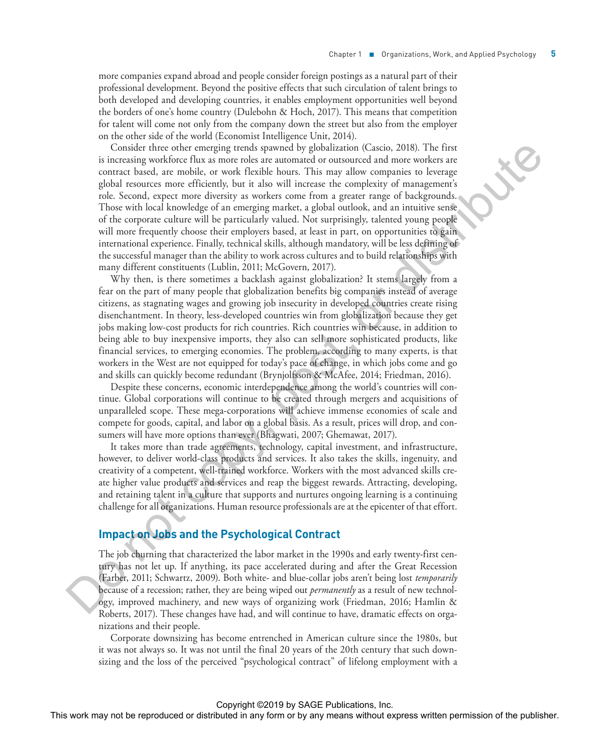more companies expand abroad and people consider foreign postings as a natural part of their professional development. Beyond the positive effects that such circulation of talent brings to both developed and developing countries, it enables employment opportunities well beyond the borders of one's home country (Dulebohn & Hoch, 2017). This means that competition for talent will come not only from the company down the street but also from the employer on the other side of the world (Economist Intelligence Unit, 2014).

Consider three other emerging trends spawned by globalization (Cascio, 2018). The first is increasing workforce flux as more roles are automated or outsourced and more workers are contract based, are mobile, or work flexible hours. This may allow companies to leverage global resources more efficiently, but it also will increase the complexity of management's role. Second, expect more diversity as workers come from a greater range of backgrounds. Those with local knowledge of an emerging market, a global outlook, and an intuitive sense of the corporate culture will be particularly valued. Not surprisingly, talented young people will more frequently choose their employers based, at least in part, on opportunities to gain international experience. Finally, technical skills, although mandatory, will be less defining of the successful manager than the ability to work across cultures and to build relationships with many different constituents (Lublin, 2011; McGovern, 2017).

Why then, is there sometimes a backlash against globalization? It stems largely from a fear on the part of many people that globalization benefits big companies instead of average citizens, as stagnating wages and growing job insecurity in developed countries create rising disenchantment. In theory, less-developed countries win from globalization because they get jobs making low-cost products for rich countries. Rich countries win because, in addition to being able to buy inexpensive imports, they also can sell more sophisticated products, like financial services, to emerging economies. The problem, according to many experts, is that workers in the West are not equipped for today's pace of change, in which jobs come and go and skills can quickly become redundant (Brynjolfsson & McAfee, 2014; Friedman, 2016).

Despite these concerns, economic interdependence among the world's countries will continue. Global corporations will continue to be created through mergers and acquisitions of unparalleled scope. These mega-corporations will achieve immense economies of scale and compete for goods, capital, and labor on a global basis. As a result, prices will drop, and consumers will have more options than ever (Bhagwati, 2007; Ghemawat, 2017).

It takes more than trade agreements, technology, capital investment, and infrastructure, however, to deliver world-class products and services. It also takes the skills, ingenuity, and creativity of a competent, well-trained workforce. Workers with the most advanced skills create higher value products and services and reap the biggest rewards. Attracting, developing, and retaining talent in a culture that supports and nurtures ongoing learning is a continuing challenge for all organizations. Human resource professionals are at the epicenter of that effort.

## Impact on Jobs and the Psychological Contract

The job churning that characterized the labor market in the 1990s and early twenty-first century has not let up. If anything, its pace accelerated during and after the Great Recession (Farber, 2011; Schwartz, 2009). Both white- and blue-collar jobs aren't being lost *temporarily* because of a recession; rather, they are being wiped out *permanently* as a result of new technology, improved machinery, and new ways of organizing work (Friedman, 2016; Hamlin & Roberts, 2017). These changes have had, and will continue to have, dramatic effects on organizations and their people.

Corporate downsizing has become entrenched in American culture since the 1980s, but it was not always so. It was not until the final 20 years of the 20th century that such downsizing and the loss of the perceived "psychological contract" of lifelong employment with a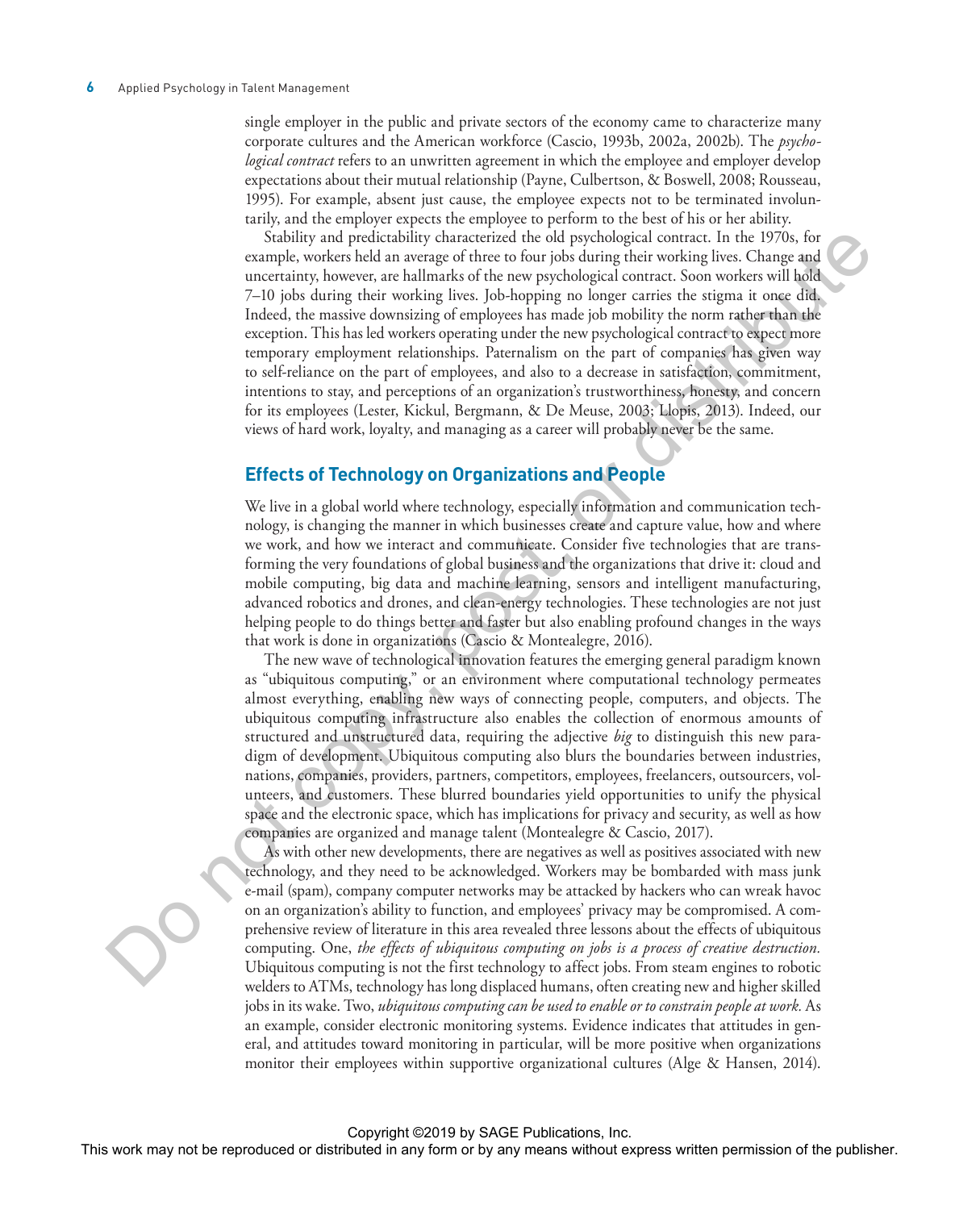single employer in the public and private sectors of the economy came to characterize many corporate cultures and the American workforce (Cascio, 1993b, 2002a, 2002b). The *psychological contract* refers to an unwritten agreement in which the employee and employer develop expectations about their mutual relationship (Payne, Culbertson, & Boswell, 2008; Rousseau, 1995). For example, absent just cause, the employee expects not to be terminated involuntarily, and the employer expects the employee to perform to the best of his or her ability.

Stability and predictability characterized the old psychological contract. In the 1970s, for example, workers held an average of three to four jobs during their working lives. Change and uncertainty, however, are hallmarks of the new psychological contract. Soon workers will hold 7–10 jobs during their working lives. Job-hopping no longer carries the stigma it once did. Indeed, the massive downsizing of employees has made job mobility the norm rather than the exception. This has led workers operating under the new psychological contract to expect more temporary employment relationships. Paternalism on the part of companies has given way to self-reliance on the part of employees, and also to a decrease in satisfaction, commitment, intentions to stay, and perceptions of an organization's trustworthiness, honesty, and concern for its employees (Lester, Kickul, Bergmann, & De Meuse, 2003; Llopis, 2013). Indeed, our views of hard work, loyalty, and managing as a career will probably never be the same.

## Effects of Technology on Organizations and People

We live in a global world where technology, especially information and communication technology, is changing the manner in which businesses create and capture value, how and where we work, and how we interact and communicate. Consider five technologies that are transforming the very foundations of global business and the organizations that drive it: cloud and mobile computing, big data and machine learning, sensors and intelligent manufacturing, advanced robotics and drones, and clean-energy technologies. These technologies are not just helping people to do things better and faster but also enabling profound changes in the ways that work is done in organizations (Cascio & Montealegre, 2016).

The new wave of technological innovation features the emerging general paradigm known as "ubiquitous computing," or an environment where computational technology permeates almost everything, enabling new ways of connecting people, computers, and objects. The ubiquitous computing infrastructure also enables the collection of enormous amounts of structured and unstructured data, requiring the adjective *big* to distinguish this new paradigm of development. Ubiquitous computing also blurs the boundaries between industries, nations, companies, providers, partners, competitors, employees, freelancers, outsourcers, volunteers, and customers. These blurred boundaries yield opportunities to unify the physical space and the electronic space, which has implications for privacy and security, as well as how companies are organized and manage talent (Montealegre & Cascio, 2017).

As with other new developments, there are negatives as well as positives associated with new technology, and they need to be acknowledged. Workers may be bombarded with mass junk e-mail (spam), company computer networks may be attacked by hackers who can wreak havoc on an organization's ability to function, and employees' privacy may be compromised. A comprehensive review of literature in this area revealed three lessons about the effects of ubiquitous computing. One, *the effects of ubiquitous computing on jobs is a process of creative destruction.* Ubiquitous computing is not the first technology to affect jobs. From steam engines to robotic welders to ATMs, technology has long displaced humans, often creating new and higher skilled jobs in its wake. Two, *ubiquitous computing can be used to enable or to constrain people at work.* As an example, consider electronic monitoring systems. Evidence indicates that attitudes in general, and attitudes toward monitoring in particular, will be more positive when organizations monitor their employees within supportive organizational cultures (Alge & Hansen, 2014).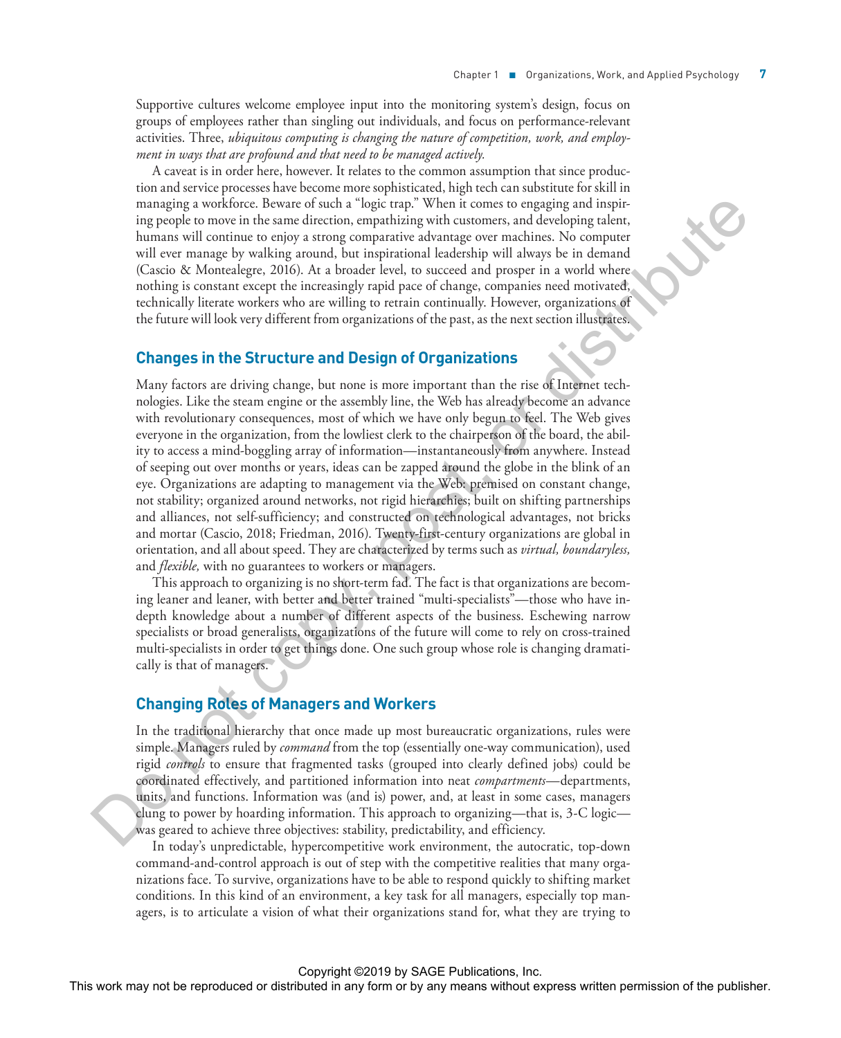Supportive cultures welcome employee input into the monitoring system's design, focus on groups of employees rather than singling out individuals, and focus on performance-relevant activities. Three, *ubiquitous computing is changing the nature of competition, work, and employment in ways that are profound and that need to be managed actively.*

A caveat is in order here, however. It relates to the common assumption that since production and service processes have become more sophisticated, high tech can substitute for skill in managing a workforce. Beware of such a "logic trap." When it comes to engaging and inspiring people to move in the same direction, empathizing with customers, and developing talent, humans will continue to enjoy a strong comparative advantage over machines. No computer will ever manage by walking around, but inspirational leadership will always be in demand (Cascio & Montealegre, 2016). At a broader level, to succeed and prosper in a world where nothing is constant except the increasingly rapid pace of change, companies need motivated, technically literate workers who are willing to retrain continually. However, organizations of the future will look very different from organizations of the past, as the next section illustrates.

## Changes in the Structure and Design of Organizations

Many factors are driving change, but none is more important than the rise of Internet technologies. Like the steam engine or the assembly line, the Web has already become an advance with revolutionary consequences, most of which we have only begun to feel. The Web gives everyone in the organization, from the lowliest clerk to the chairperson of the board, the ability to access a mind-boggling array of information—instantaneously from anywhere. Instead of seeping out over months or years, ideas can be zapped around the globe in the blink of an eye. Organizations are adapting to management via the Web: premised on constant change, not stability; organized around networks, not rigid hierarchies; built on shifting partnerships and alliances, not self-sufficiency; and constructed on technological advantages, not bricks and mortar (Cascio, 2018; Friedman, 2016). Twenty-first-century organizations are global in orientation, and all about speed. They are characterized by terms such as *virtual, boundaryless,* and *flexible,* with no guarantees to workers or managers.

This approach to organizing is no short-term fad. The fact is that organizations are becoming leaner and leaner, with better and better trained "multi-specialists"—those who have in-depth knowledge about a number of different aspects of the business. Eschewing narrow specialists or broad generalists, organizations of the future will come to rely on cross-trained multi-specialists in order to get things done. One such group whose role is changing dramatically is that of managers.

## Changing Roles of Managers and Workers

In the traditional hierarchy that once made up most bureaucratic organizations, rules were simple. Managers ruled by *command* from the top (essentially one-way communication), used rigid *controls* to ensure that fragmented tasks (grouped into clearly defined jobs) could be coordinated effectively, and partitioned information into neat *compartments*—departments, units, and functions. Information was (and is) power, and, at least in some cases, managers clung to power by hoarding information. This approach to organizing—that is, 3-C logic—was geared to achieve three objectives: stability, predictability, and efficiency.

In today's unpredictable, hypercompetitive work environment, the autocratic, top-down command-and-control approach is out of step with the competitive realities that many organizations face. To survive, organizations have to be able to respond quickly to shifting market conditions. In this kind of an environment, a key task for all managers, especially top managers, is to articulate a vision of what their organizations stand for, what they are trying to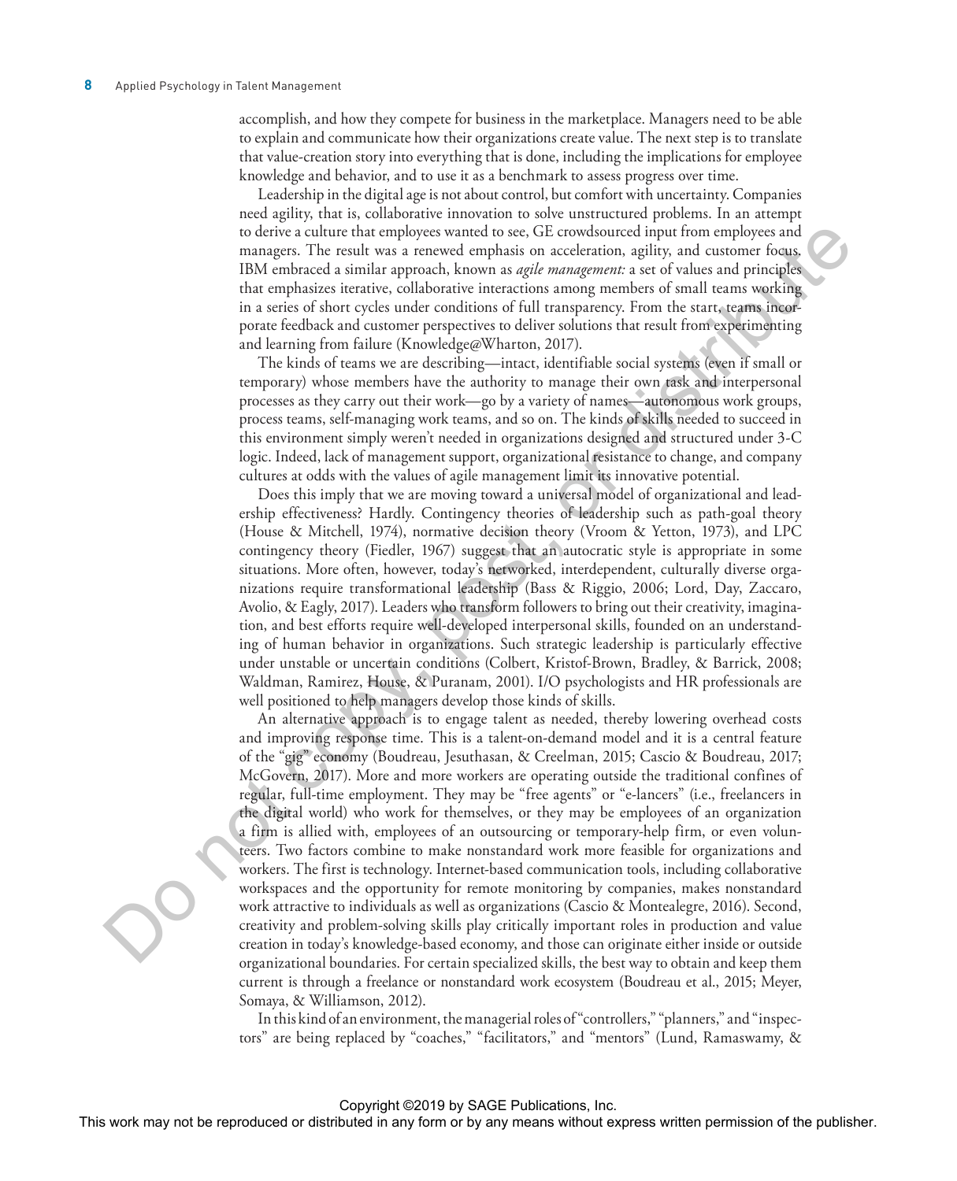accomplish, and how they compete for business in the marketplace. Managers need to be able to explain and communicate how their organizations create value. The next step is to translate that value-creation story into everything that is done, including the implications for employee knowledge and behavior, and to use it as a benchmark to assess progress over time.

Leadership in the digital age is not about control, but comfort with uncertainty. Companies need agility, that is, collaborative innovation to solve unstructured problems. In an attempt to derive a culture that employees wanted to see, GE crowdsourced input from employees and managers. The result was a renewed emphasis on acceleration, agility, and customer focus. IBM embraced a similar approach, known as *agile management:* a set of values and principles that emphasizes iterative, collaborative interactions among members of small teams working in a series of short cycles under conditions of full transparency. From the start, teams incorporate feedback and customer perspectives to deliver solutions that result from experimenting and learning from failure (Knowledge@Wharton, 2017).

The kinds of teams we are describing—intact, identifiable social systems (even if small or temporary) whose members have the authority to manage their own task and interpersonal processes as they carry out their work—go by a variety of names—autonomous work groups, process teams, self-managing work teams, and so on. The kinds of skills needed to succeed in this environment simply weren't needed in organizations designed and structured under 3-C logic. Indeed, lack of management support, organizational resistance to change, and company cultures at odds with the values of agile management limit its innovative potential.

Does this imply that we are moving toward a universal model of organizational and leadership effectiveness? Hardly. Contingency theories of leadership such as path-goal theory (House & Mitchell, 1974), normative decision theory (Vroom & Yetton, 1973), and LPC contingency theory (Fiedler, 1967) suggest that an autocratic style is appropriate in some situations. More often, however, today's networked, interdependent, culturally diverse organizations require transformational leadership (Bass & Riggio, 2006; Lord, Day, Zaccaro, Avolio, & Eagly, 2017). Leaders who transform followers to bring out their creativity, imagination, and best efforts require well-developed interpersonal skills, founded on an understanding of human behavior in organizations. Such strategic leadership is particularly effective under unstable or uncertain conditions (Colbert, Kristof-Brown, Bradley, & Barrick, 2008; Waldman, Ramirez, House, & Puranam, 2001). I/O psychologists and HR professionals are well positioned to help managers develop those kinds of skills.

An alternative approach is to engage talent as needed, thereby lowering overhead costs and improving response time. This is a talent-on-demand model and it is a central feature of the "gig" economy (Boudreau, Jesuthasan, & Creelman, 2015; Cascio & Boudreau, 2017; McGovern, 2017). More and more workers are operating outside the traditional confines of regular, full-time employment. They may be "free agents" or "e-lancers" (i.e., freelancers in the digital world) who work for themselves, or they may be employees of an organization a firm is allied with, employees of an outsourcing or temporary-help firm, or even volunteers. Two factors combine to make nonstandard work more feasible for organizations and workers. The first is technology. Internet-based communication tools, including collaborative workspaces and the opportunity for remote monitoring by companies, makes nonstandard work attractive to individuals as well as organizations (Cascio & Montealegre, 2016). Second, creativity and problem-solving skills play critically important roles in production and value creation in today's knowledge-based economy, and those can originate either inside or outside organizational boundaries. For certain specialized skills, the best way to obtain and keep them current is through a freelance or nonstandard work ecosystem (Boudreau et al., 2015; Meyer, Somaya, & Williamson, 2012).

In this kind of an environment, the managerial roles of "controllers," "planners," and "inspectors" are being replaced by "coaches," "facilitators," and "mentors" (Lund, Ramaswamy, &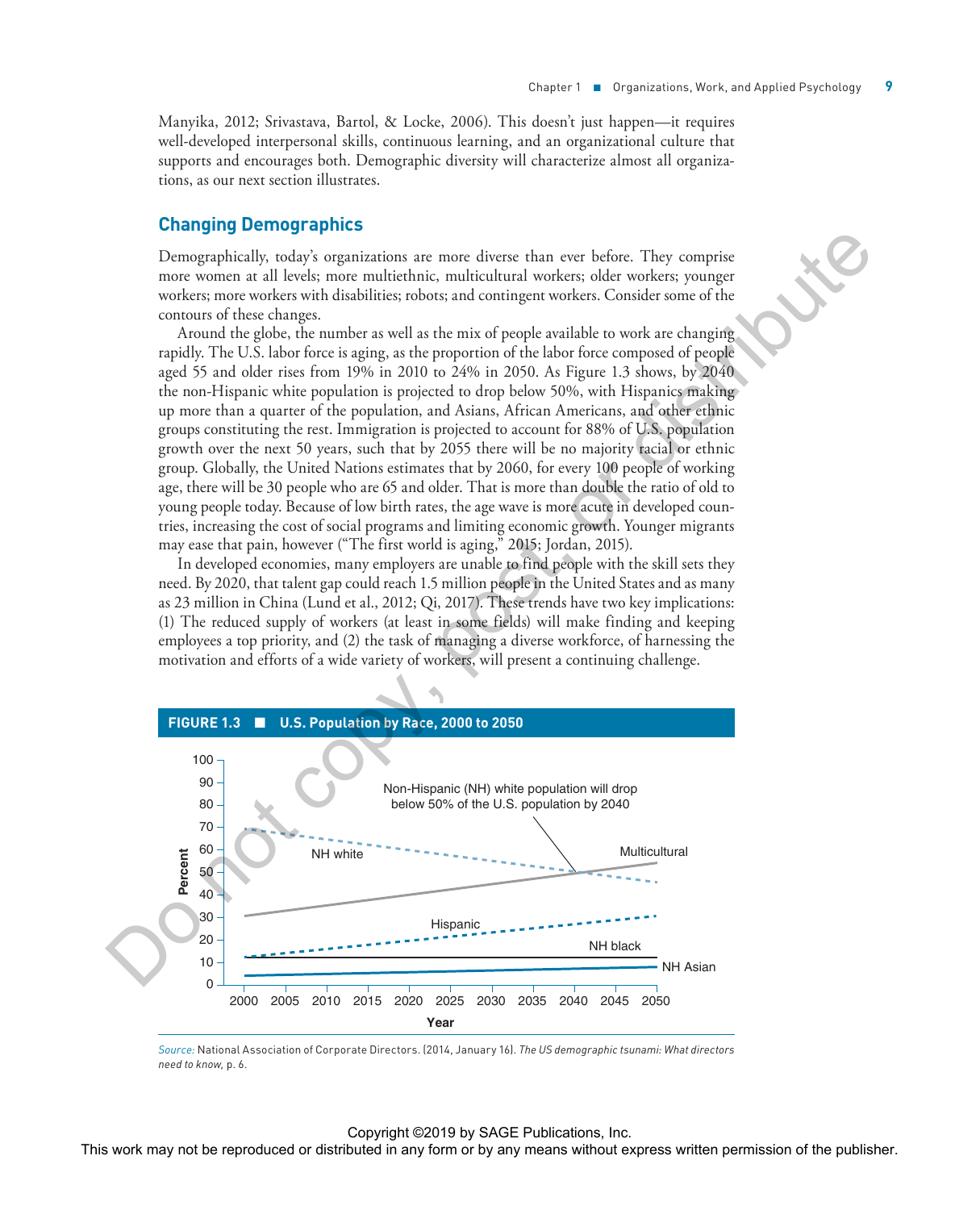Manyika, 2012; Srivastava, Bartol, & Locke, 2006). This doesn't just happen—it requires well-developed interpersonal skills, continuous learning, and an organizational culture that supports and encourages both. Demographic diversity will characterize almost all organizations, as our next section illustrates.

## Changing Demographics

Demographically, today's organizations are more diverse than ever before. They comprise more women at all levels; more multiethnic, multicultural workers; older workers; younger workers; more workers with disabilities; robots; and contingent workers. Consider some of the contours of these changes.

Around the globe, the number as well as the mix of people available to work are changing rapidly. The U.S. labor force is aging, as the proportion of the labor force composed of people aged 55 and older rises from 19% in 2010 to 24% in 2050. As Figure 1.3 shows, by 2040 the non-Hispanic white population is projected to drop below 50%, with Hispanics making up more than a quarter of the population, and Asians, African Americans, and other ethnic groups constituting the rest. Immigration is projected to account for 88% of U.S. population growth over the next 50 years, such that by 2055 there will be no majority racial or ethnic group. Globally, the United Nations estimates that by 2060, for every 100 people of working age, there will be 30 people who are 65 and older. That is more than double the ratio of old to young people today. Because of low birth rates, the age wave is more acute in developed countries, increasing the cost of social programs and limiting economic growth. Younger migrants may ease that pain, however ("The first world is aging," 2015; Jordan, 2015).

In developed economies, many employers are unable to find people with the skill sets they need. By 2020, that talent gap could reach 1.5 million people in the United States and as many as 23 million in China (Lund et al., 2012; Qi, 2017). These trends have two key implications: (1) The reduced supply of workers (at least in some fields) will make finding and keeping employees a top priority, and (2) the task of managing a diverse workforce, of harnessing the motivation and efforts of a wide variety of workers, will present a continuing challenge.

**FIGURE 1.3 ■ U.S. Population by Race, 2000 to 2050**

*Source:* National Association of Corporate Directors. (2014, January 16). *The US demographic tsunami: What directors need to know*, p. 6.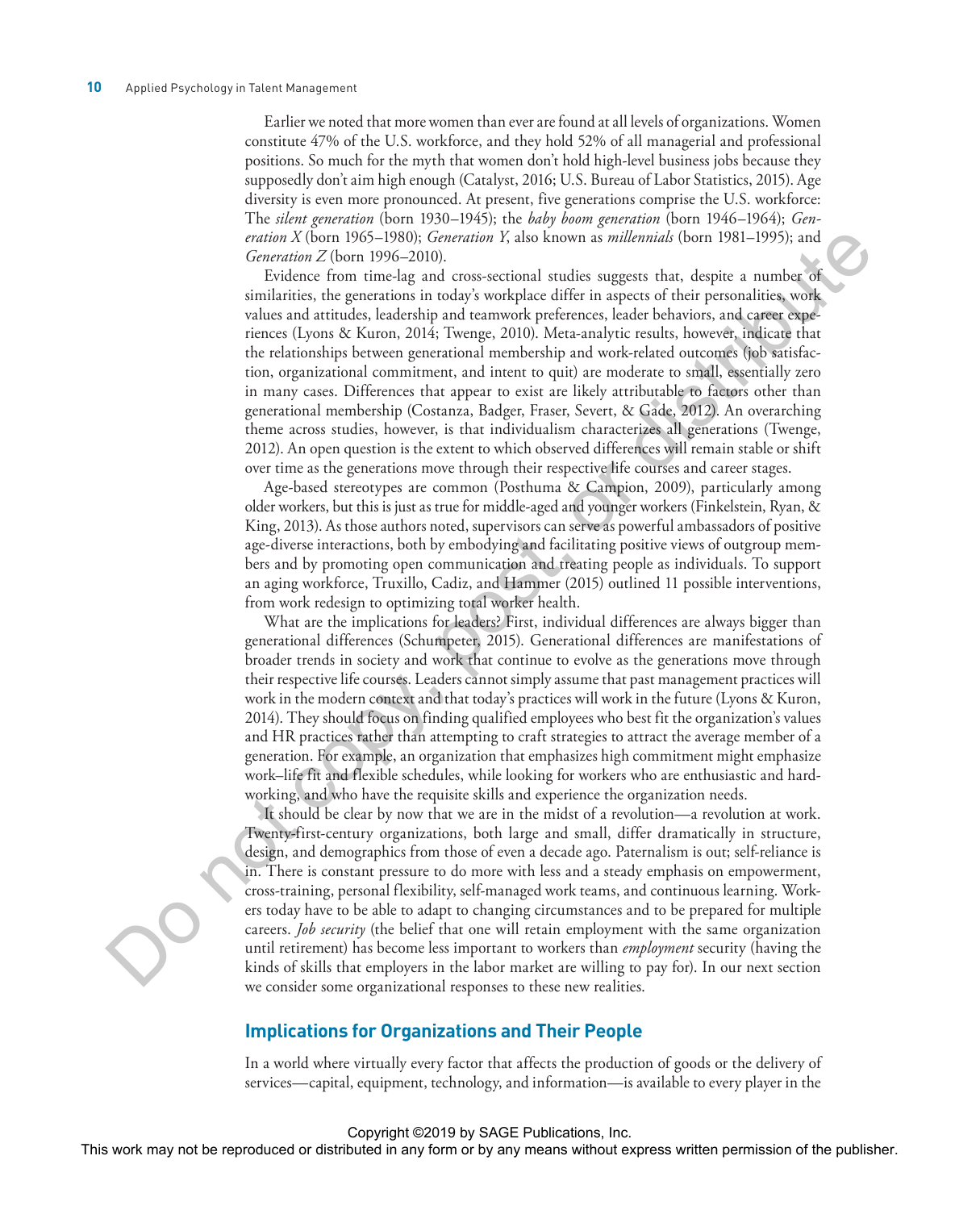Earlier we noted that more women than ever are found at all levels of organizations. Women constitute 47% of the U.S. workforce, and they hold 52% of all managerial and professional positions. So much for the myth that women don't hold high-level business jobs because they supposedly don't aim high enough (Catalyst, 2016; U.S. Bureau of Labor Statistics, 2015). Age diversity is even more pronounced. At present, five generations comprise the U.S. workforce: The *silent generation* (born 1930–1945); the *baby boom generation* (born 1946–1964); *Generation X* (born 1965–1980); *Generation Y*, also known as *millennials* (born 1981–1995); and *Generation Z* (born 1996–2010).

Evidence from time-lag and cross-sectional studies suggests that, despite a number of similarities, the generations in today's workplace differ in aspects of their personalities, work values and attitudes, leadership and teamwork preferences, leader behaviors, and career experiences (Lyons & Kuron, 2014; Twenge, 2010). Meta-analytic results, however, indicate that the relationships between generational membership and work-related outcomes (job satisfaction, organizational commitment, and intent to quit) are moderate to small, essentially zero in many cases. Differences that appear to exist are likely attributable to factors other than generational membership (Costanza, Badger, Fraser, Severt, & Gade, 2012). An overarching theme across studies, however, is that individualism characterizes all generations (Twenge, 2012). An open question is the extent to which observed differences will remain stable or shift over time as the generations move through their respective life courses and career stages.

Age-based stereotypes are common (Posthuma & Campion, 2009), particularly among older workers, but this is just as true for middle-aged and younger workers (Finkelstein, Ryan, & King, 2013). As those authors noted, supervisors can serve as powerful ambassadors of positive age-diverse interactions, both by embodying and facilitating positive views of outgroup members and by promoting open communication and treating people as individuals. To support an aging workforce, Truxillo, Cadiz, and Hammer (2015) outlined 11 possible interventions, from work redesign to optimizing total worker health.

What are the implications for leaders? First, individual differences are always bigger than generational differences (Schumpeter, 2015). Generational differences are manifestations of broader trends in society and work that continue to evolve as the generations move through their respective life courses. Leaders cannot simply assume that past management practices will work in the modern context and that today's practices will work in the future (Lyons & Kuron, 2014). They should focus on finding qualified employees who best fit the organization's values and HR practices rather than attempting to craft strategies to attract the average member of a generation. For example, an organization that emphasizes high commitment might emphasize work–life fit and flexible schedules, while looking for workers who are enthusiastic and hardworking, and who have the requisite skills and experience the organization needs.

It should be clear by now that we are in the midst of a revolution—a revolution at work. Twenty-first-century organizations, both large and small, differ dramatically in structure, design, and demographics from those of even a decade ago. Paternalism is out; self-reliance is in. There is constant pressure to do more with less and a steady emphasis on empowerment, cross-training, personal flexibility, self-managed work teams, and continuous learning. Workers today have to be able to adapt to changing circumstances and to be prepared for multiple careers. *Job security* (the belief that one will retain employment with the same organization until retirement) has become less important to workers than *employment* security (having the kinds of skills that employers in the labor market are willing to pay for). In our next section we consider some organizational responses to these new realities.

## Implications for Organizations and Their People

In a world where virtually every factor that affects the production of goods or the delivery of services—capital, equipment, technology, and information—is available to every player in the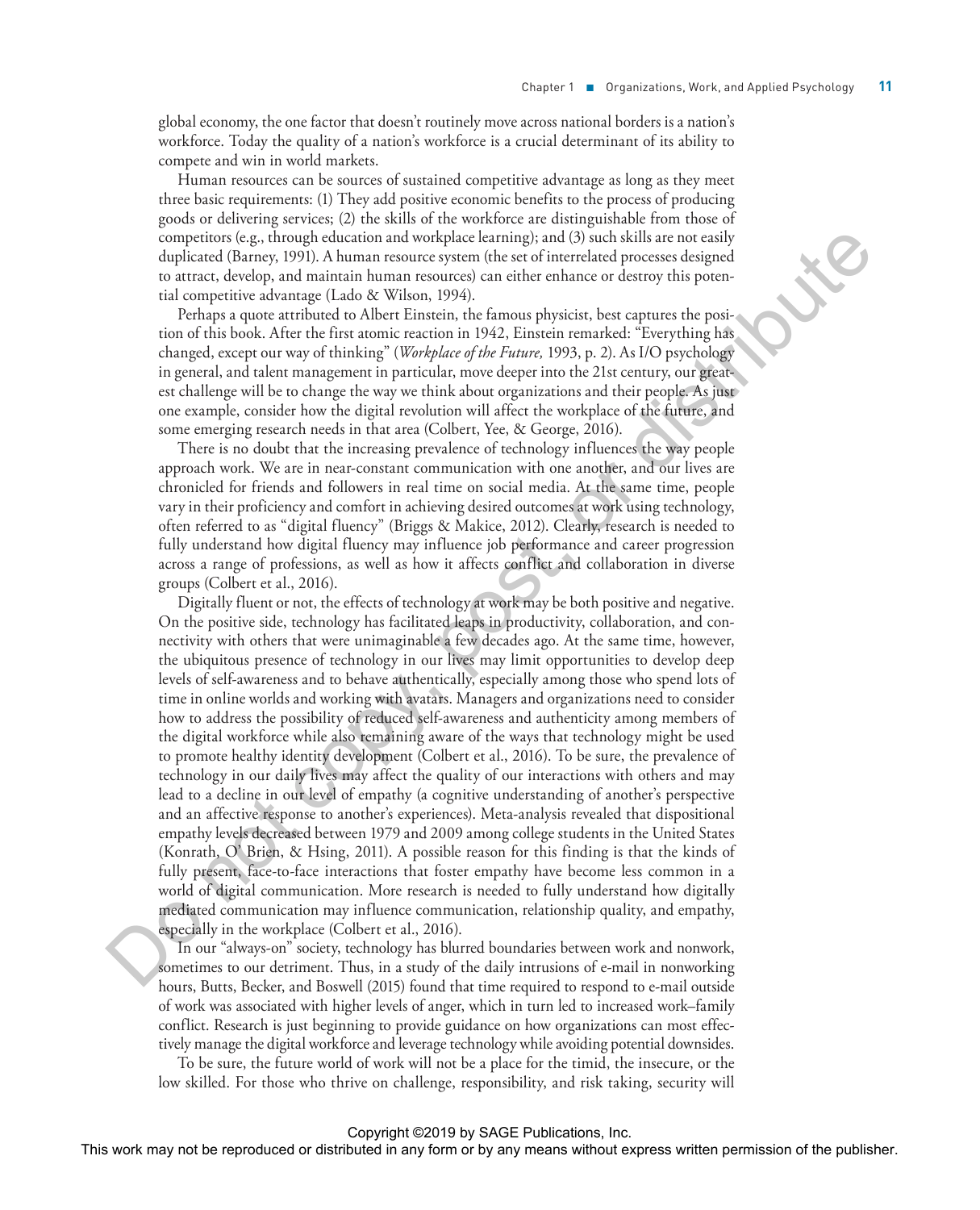global economy, the one factor that doesn't routinely move across national borders is a nation's workforce. Today the quality of a nation's workforce is a crucial determinant of its ability to compete and win in world markets.

Human resources can be sources of sustained competitive advantage as long as they meet three basic requirements: (1) They add positive economic benefits to the process of producing goods or delivering services; (2) the skills of the workforce are distinguishable from those of competitors (e.g., through education and workplace learning); and (3) such skills are not easily duplicated (Barney, 1991). A human resource system (the set of interrelated processes designed to attract, develop, and maintain human resources) can either enhance or destroy this potential competitive advantage (Lado & Wilson, 1994).

Perhaps a quote attributed to Albert Einstein, the famous physicist, best captures the position of this book. After the first atomic reaction in 1942, Einstein remarked: "Everything has changed, except our way of thinking" (*Workplace of the Future,* 1993, p. 2). As I/O psychology in general, and talent management in particular, move deeper into the 21st century, our greatest challenge will be to change the way we think about organizations and their people. As just one example, consider how the digital revolution will affect the workplace of the future, and some emerging research needs in that area (Colbert, Yee, & George, 2016).

There is no doubt that the increasing prevalence of technology influences the way people approach work. We are in near-constant communication with one another, and our lives are chronicled for friends and followers in real time on social media. At the same time, people vary in their proficiency and comfort in achieving desired outcomes at work using technology, often referred to as "digital fluency" (Briggs & Makice, 2012). Clearly, research is needed to fully understand how digital fluency may influence job performance and career progression across a range of professions, as well as how it affects conflict and collaboration in diverse groups (Colbert et al., 2016).

Digitally fluent or not, the effects of technology at work may be both positive and negative. On the positive side, technology has facilitated leaps in productivity, collaboration, and connectivity with others that were unimaginable a few decades ago. At the same time, however, the ubiquitous presence of technology in our lives may limit opportunities to develop deep levels of self-awareness and to behave authentically, especially among those who spend lots of time in online worlds and working with avatars. Managers and organizations need to consider how to address the possibility of reduced self-awareness and authenticity among members of the digital workforce while also remaining aware of the ways that technology might be used to promote healthy identity development (Colbert et al., 2016). To be sure, the prevalence of technology in our daily lives may affect the quality of our interactions with others and may lead to a decline in our level of empathy (a cognitive understanding of another's perspective and an affective response to another's experiences). Meta-analysis revealed that dispositional empathy levels decreased between 1979 and 2009 among college students in the United States (Konrath, O' Brien, & Hsing, 2011). A possible reason for this finding is that the kinds of fully present, face-to-face interactions that foster empathy have become less common in a world of digital communication. More research is needed to fully understand how digitally mediated communication may influence communication, relationship quality, and empathy, especially in the workplace (Colbert et al., 2016).

In our "always-on" society, technology has blurred boundaries between work and nonwork, sometimes to our detriment. Thus, in a study of the daily intrusions of e-mail in nonworking hours, Butts, Becker, and Boswell (2015) found that time required to respond to e-mail outside of work was associated with higher levels of anger, which in turn led to increased work–family conflict. Research is just beginning to provide guidance on how organizations can most effectively manage the digital workforce and leverage technology while avoiding potential downsides.

To be sure, the future world of work will not be a place for the timid, the insecure, or the low skilled. For those who thrive on challenge, responsibility, and risk taking, security will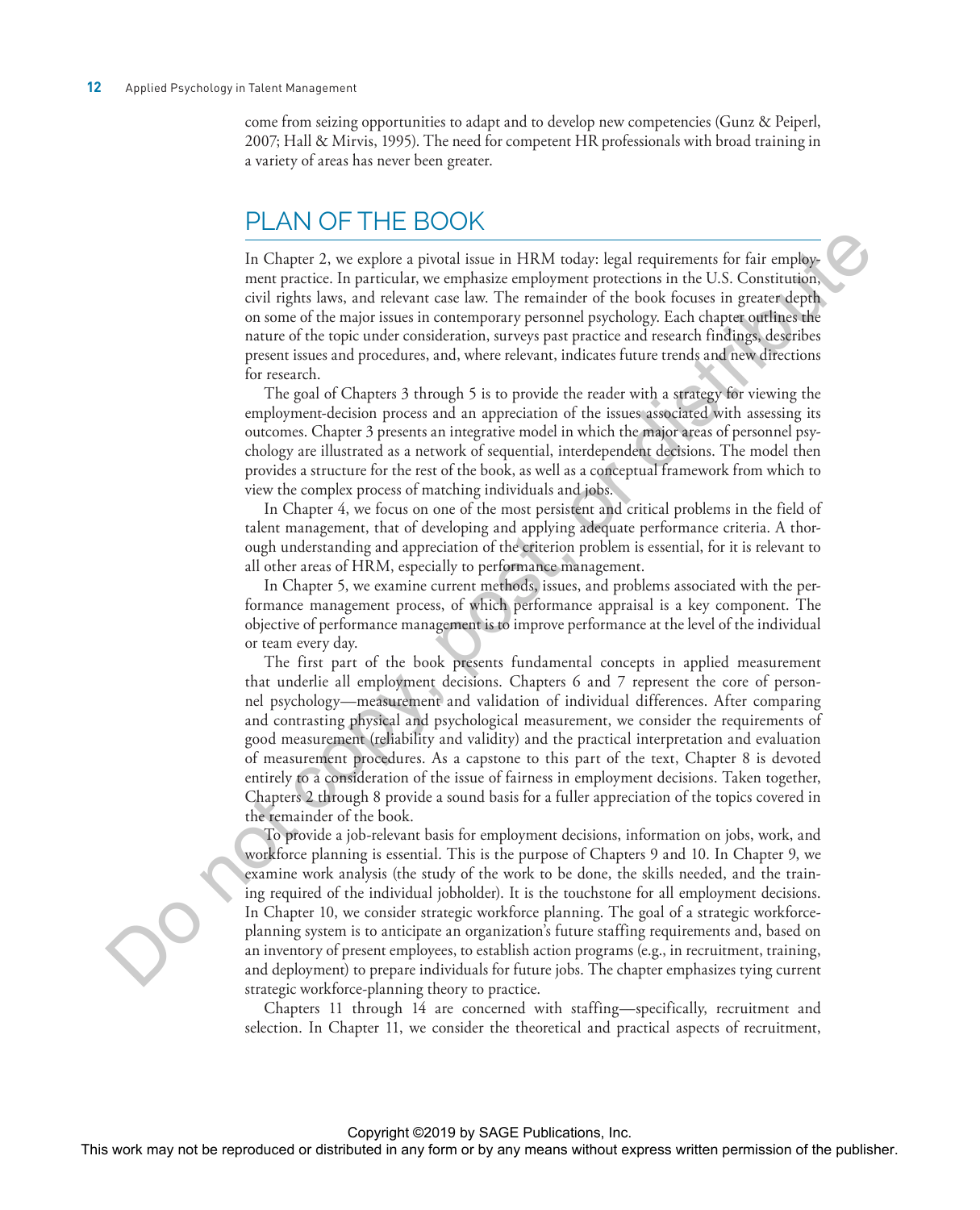come from seizing opportunities to adapt and to develop new competencies (Gunz & Peiperl, 2007; Hall & Mirvis, 1995). The need for competent HR professionals with broad training in a variety of areas has never been greater.

## PLAN OF THE BOOK

In Chapter 2, we explore a pivotal issue in HRM today: legal requirements for fair employment practice. In particular, we emphasize employment protections in the U.S. Constitution, civil rights laws, and relevant case law. The remainder of the book focuses in greater depth on some of the major issues in contemporary personnel psychology. Each chapter outlines the nature of the topic under consideration, surveys past practice and research findings, describes present issues and procedures, and, where relevant, indicates future trends and new directions for research.

The goal of Chapters 3 through 5 is to provide the reader with a strategy for viewing the employment-decision process and an appreciation of the issues associated with assessing its outcomes. Chapter 3 presents an integrative model in which the major areas of personnel psychology are illustrated as a network of sequential, interdependent decisions. The model then provides a structure for the rest of the book, as well as a conceptual framework from which to view the complex process of matching individuals and jobs.

In Chapter 4, we focus on one of the most persistent and critical problems in the field of talent management, that of developing and applying adequate performance criteria. A thorough understanding and appreciation of the criterion problem is essential, for it is relevant to all other areas of HRM, especially to performance management.

In Chapter 5, we examine current methods, issues, and problems associated with the performance management process, of which performance appraisal is a key component. The objective of performance management is to improve performance at the level of the individual or team every day.

The first part of the book presents fundamental concepts in applied measurement that underlie all employment decisions. Chapters 6 and 7 represent the core of personnel psychology—measurement and validation of individual differences. After comparing and contrasting physical and psychological measurement, we consider the requirements of good measurement (reliability and validity) and the practical interpretation and evaluation of measurement procedures. As a capstone to this part of the text, Chapter 8 is devoted entirely to a consideration of the issue of fairness in employment decisions. Taken together, Chapters 2 through 8 provide a sound basis for a fuller appreciation of the topics covered in the remainder of the book.

To provide a job-relevant basis for employment decisions, information on jobs, work, and workforce planning is essential. This is the purpose of Chapters 9 and 10. In Chapter 9, we examine work analysis (the study of the work to be done, the skills needed, and the training required of the individual jobholder). It is the touchstone for all employment decisions. In Chapter 10, we consider strategic workforce planning. The goal of a strategic workforce-planning system is to anticipate an organization's future staffing requirements and, based on an inventory of present employees, to establish action programs (e.g., in recruitment, training, and deployment) to prepare individuals for future jobs. The chapter emphasizes tying current strategic workforce-planning theory to practice.

Chapters 11 through 14 are concerned with staffing—specifically, recruitment and selection. In Chapter 11, we consider the theoretical and practical aspects of recruitment,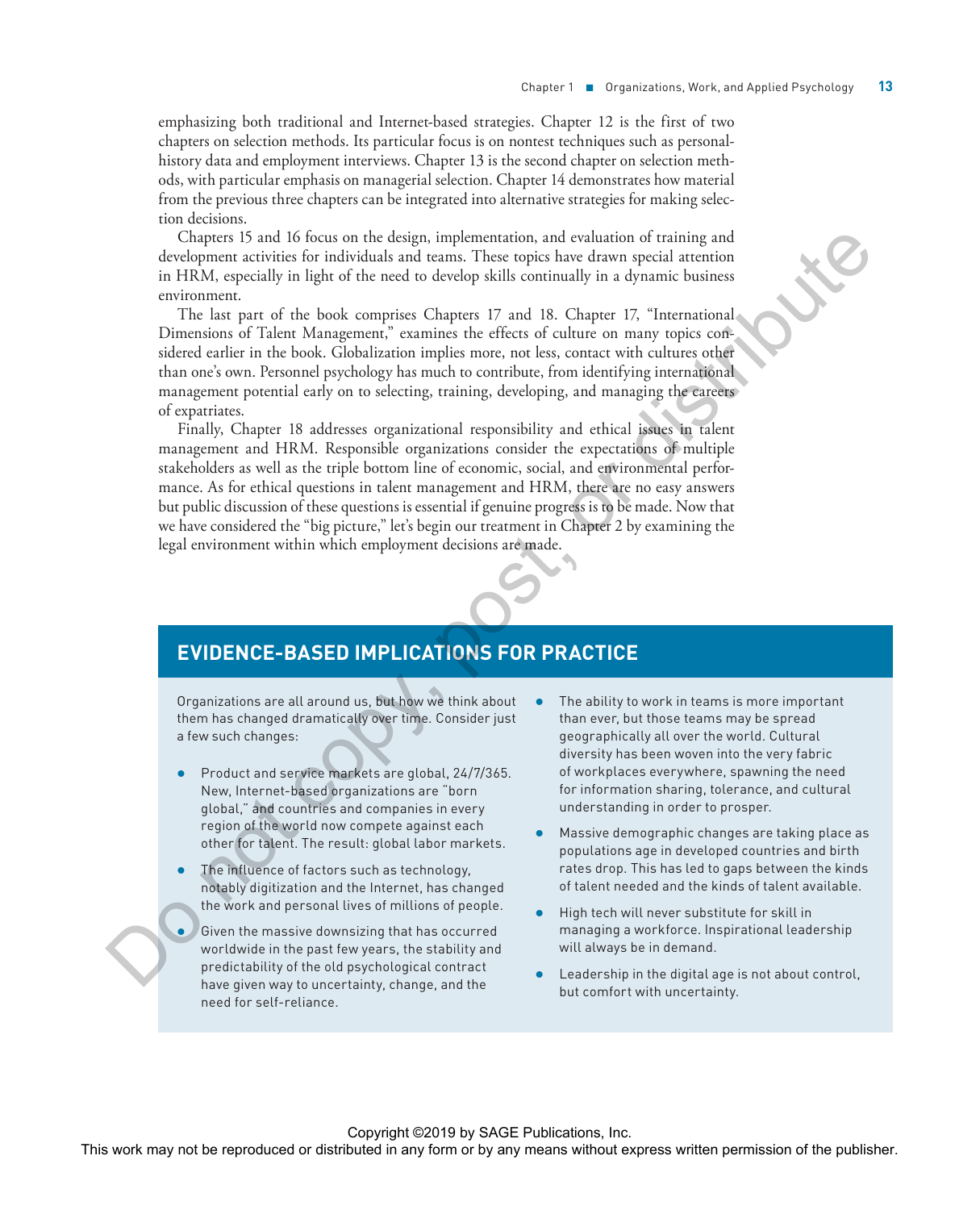emphasizing both traditional and Internet-based strategies. Chapter 12 is the first of two chapters on selection methods. Its particular focus is on nontest techniques such as personal-history data and employment interviews. Chapter 13 is the second chapter on selection methods, with particular emphasis on managerial selection. Chapter 14 demonstrates how material from the previous three chapters can be integrated into alternative strategies for making selection decisions.

Chapters 15 and 16 focus on the design, implementation, and evaluation of training and development activities for individuals and teams. These topics have drawn special attention in HRM, especially in light of the need to develop skills continually in a dynamic business environment.

The last part of the book comprises Chapters 17 and 18. Chapter 17, "International Dimensions of Talent Management," examines the effects of culture on many topics considered earlier in the book. Globalization implies more, not less, contact with cultures other than one's own. Personnel psychology has much to contribute, from identifying international management potential early on to selecting, training, developing, and managing the careers of expatriates.

Finally, Chapter 18 addresses organizational responsibility and ethical issues in talent management and HRM. Responsible organizations consider the expectations of multiple stakeholders as well as the triple bottom line of economic, social, and environmental performance. As for ethical questions in talent management and HRM, there are no easy answers but public discussion of these questions is essential if genuine progress is to be made. Now that we have considered the "big picture," let's begin our treatment in Chapter 2 by examining the legal environment within which employment decisions are made.

## EVIDENCE-BASED IMPLICATIONS FOR PRACTICE

Organizations are all around us, but how we think about them has changed dramatically over time. Consider just a few such changes:

- Product and service markets are global, 24/7/365. New, Internet-based organizations are "born global," and countries and companies in every region of the world now compete against each other for talent. The result: global labor markets.
- The influence of factors such as technology, notably digitization and the Internet, has changed the work and personal lives of millions of people.
- Given the massive downsizing that has occurred worldwide in the past few years, the stability and predictability of the old psychological contract have given way to uncertainty, change, and the need for self-reliance.
- The ability to work in teams is more important than ever, but those teams may be spread geographically all over the world. Cultural diversity has been woven into the very fabric of workplaces everywhere, spawning the need for information sharing, tolerance, and cultural understanding in order to prosper.
- Massive demographic changes are taking place as populations age in developed countries and birth rates drop. This has led to gaps between the kinds of talent needed and the kinds of talent available.
- High tech will never substitute for skill in managing a workforce. Inspirational leadership will always be in demand.
- Leadership in the digital age is not about control, but comfort with uncertainty.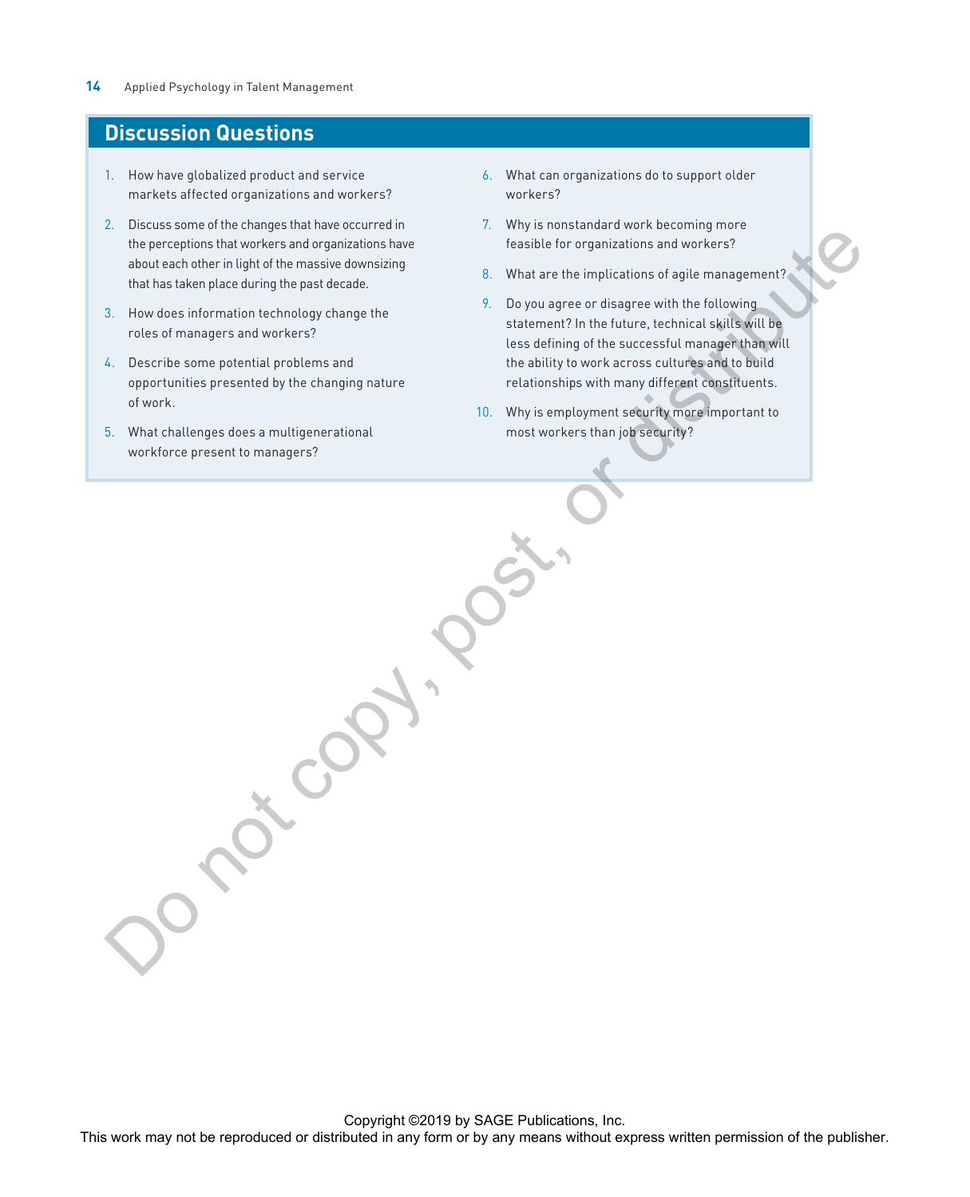## Discussion Questions

1. How have globalized product and service markets affected organizations and workers?
2. Discuss some of the changes that have occurred in the perceptions that workers and organizations have about each other in light of the massive downsizing that has taken place during the past decade.
3. How does information technology change the roles of managers and workers?
4. Describe some potential problems and opportunities presented by the changing nature of work.
5. What challenges does a multigenerational workforce present to managers?
6. What can organizations do to support older workers?
7. Why is nonstandard work becoming more feasible for organizations and workers?
8. What are the implications of agile management?
9. Do you agree or disagree with the following statement? In the future, technical skills will be less defining of the successful manager than will the ability to work across cultures and to build relationships with many different constituents.
10. Why is employment security more important to most workers than job security?

Copyright ©2019 by SAGE Publications, Inc.
This work may not be reproduced or distributed in any form or by any means without express written permission of the publisher.